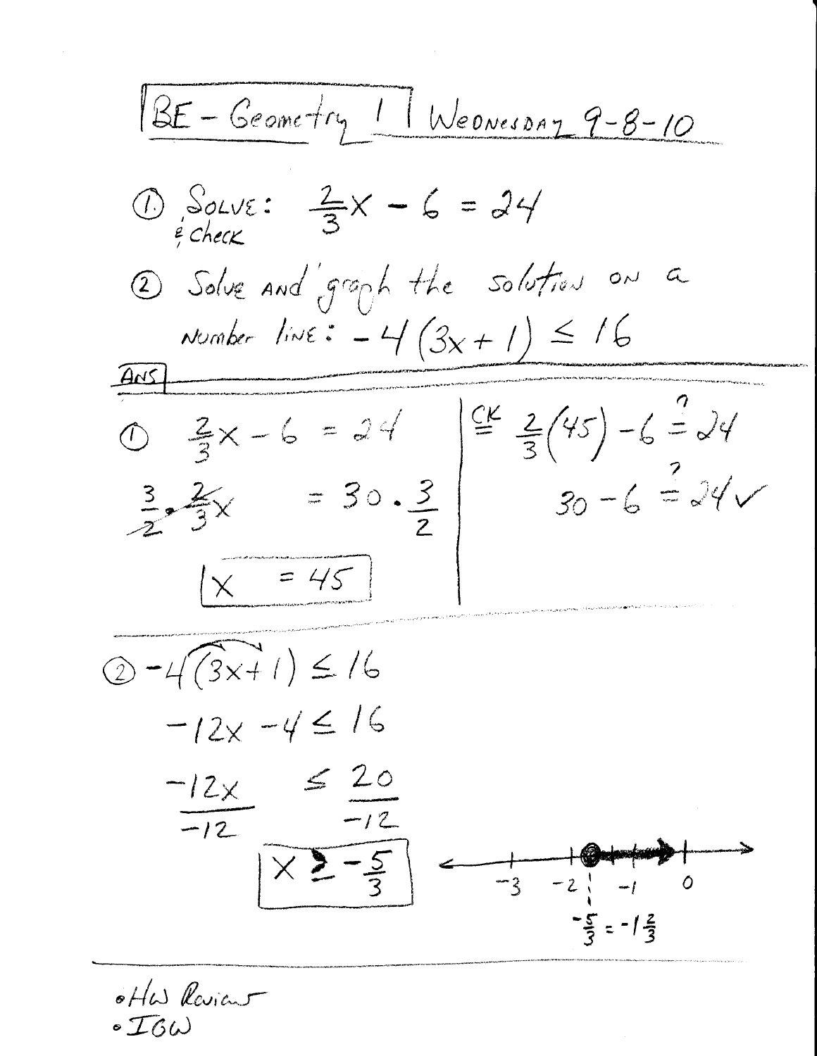# BE - Geometry 1 | Wednesday 9-8-10

1. Solve & Check: $\frac{2}{3}x - 6 = 24$

2. Solve and graph the solution on a number line: $-4(3x + 1) \leq 16$

**ANS**

1. $\frac{2}{3}x - 6 = 24$

$\frac{3}{2} \cdot \frac{2}{3}x = 30 \cdot \frac{3}{2}$

$\boxed{x = 45}$

CK: $\frac{2}{3}(45) - 6 \stackrel{?}{=} 24$

$30 - 6 \stackrel{?}{=} 24 \checkmark$

2. $-4(3x+1) \leq 16$

$-12x - 4 \leq 16$

$\frac{-12x}{-12} \leq \frac{20}{-12}$

$\boxed{x \geq -\frac{5}{3}}$

-3 -2 -1 0

$-\frac{5}{3} = -1\frac{2}{3}$

- HW Review
- IGW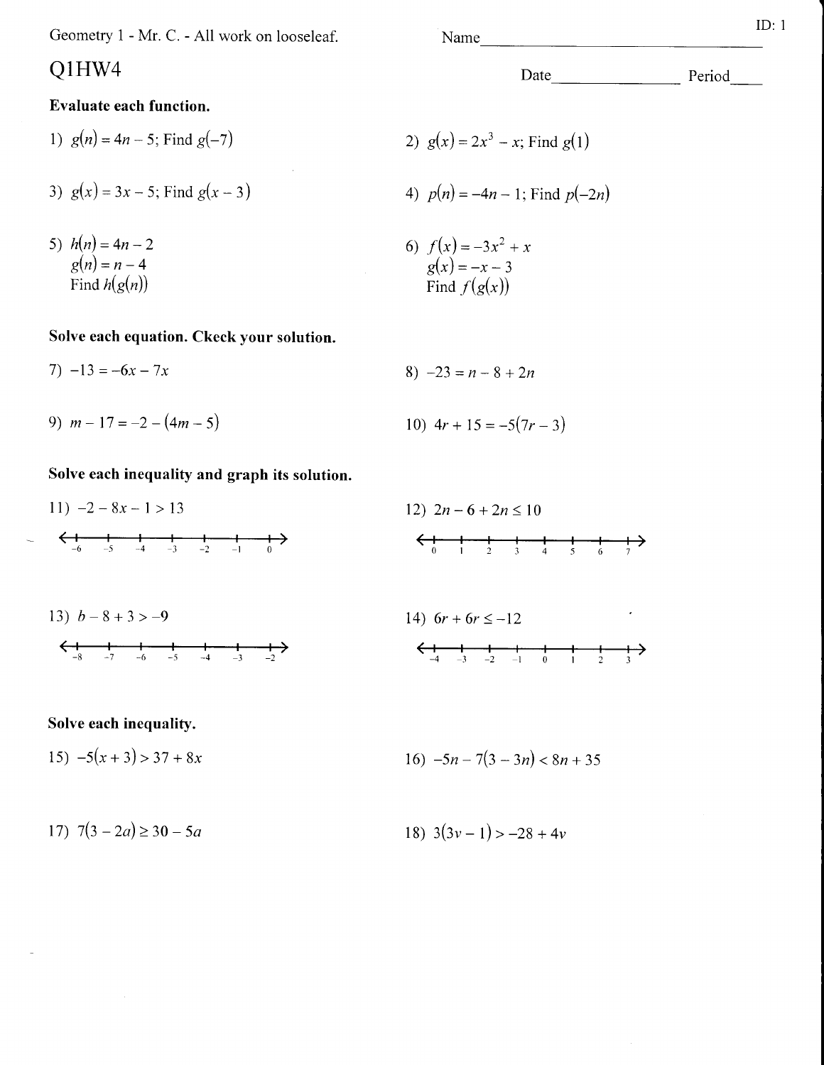Geometry 1 - Mr. C. - All work on looseleaf.

ID: 1

Name\_\_\_\_\_\_\_\_\_\_\_\_\_\_\_\_\_\_\_\_\_\_\_\_\_\_\_\_\_\_

# Q1HW4

Date\_\_\_\_\_\_\_\_\_\_\_\_\_\_\_ Period\_\_\_\_

**Evaluate each function.**

1) $g(n) = 4n - 5$; Find $g(-7)$

2) $g(x) = 2x^3 - x$; Find $g(1)$

3) $g(x) = 3x - 5$; Find $g(x - 3)$

4) $p(n) = -4n - 1$; Find $p(-2n)$

5) $h(n) = 4n - 2$
$g(n) = n - 4$
Find $h(g(n))$

6) $f(x) = -3x^2 + x$
$g(x) = -x - 3$
Find $f(g(x))$

**Solve each equation. Ckeck your solution.**

7) $-13 = -6x - 7x$

8) $-23 = n - 8 + 2n$

9) $m - 17 = -2 - (4m - 5)$

10) $4r + 15 = -5(7r - 3)$

**Solve each inequality and graph its solution.**

11) $-2 - 8x - 1 > 13$

-6 -5 -4 -3 -2 -1 0

12) $2n - 6 + 2n \leq 10$

0 1 2 3 4 5 6 7

13) $b - 8 + 3 > -9$

-8 -7 -6 -5 -4 -3 -2

14) $6r + 6r \leq -12$

-4 -3 -2 -1 0 1 2 3

**Solve each inequality.**

15) $-5(x + 3) > 37 + 8x$

16) $-5n - 7(3 - 3n) < 8n + 35$

17) $7(3 - 2a) \geq 30 - 5a$

18) $3(3v - 1) > -28 + 4v$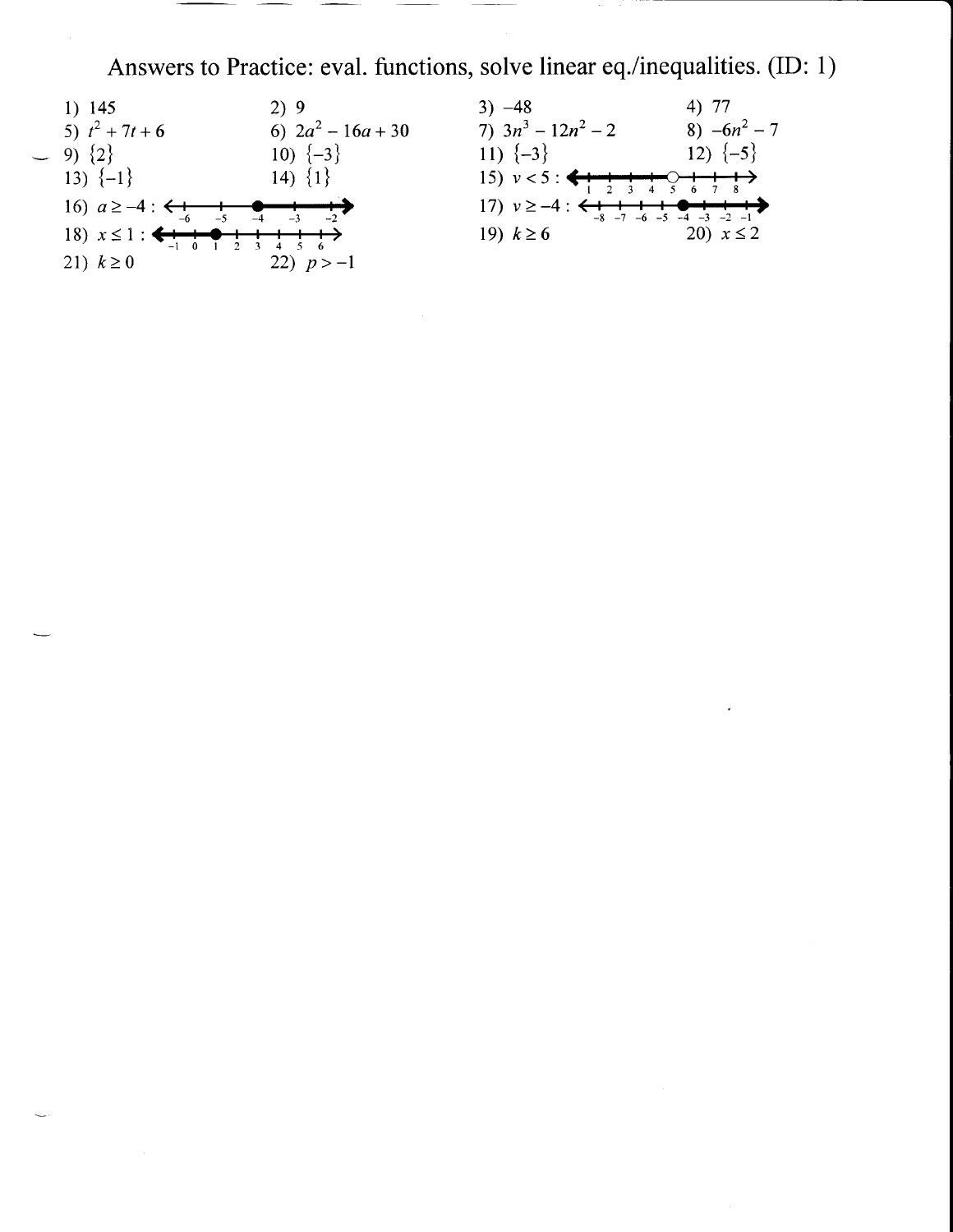# Answers to Practice: eval. functions, solve linear eq./inequalities. (ID: 1)

1) 145

2) 9

3) $-48$

4) 77

5) $t^2 + 7t + 6$

6) $2a^2 - 16a + 30$

7) $3n^3 - 12n^2 - 2$

8) $-6n^2 - 7$

9) $\{2\}$

10) $\{-3\}$

11) $\{-3\}$

12) $\{-5\}$

13) $\{-1\}$

14) $\{1\}$

15) $v < 5$ :

1 2 3 4 5 6 7 8

16) $a \geq -4$ :

$-6$ $-5$ $-4$ $-3$ $-2$

17) $v \geq -4$ :

$-8$ $-7$ $-6$ $-5$ $-4$ $-3$ $-2$ $-1$

18) $x \leq 1$ :

$-1$ 0 1 2 3 4 5 6

19) $k \geq 6$

20) $x \leq 2$

21) $k \geq 0$

22) $p > -1$